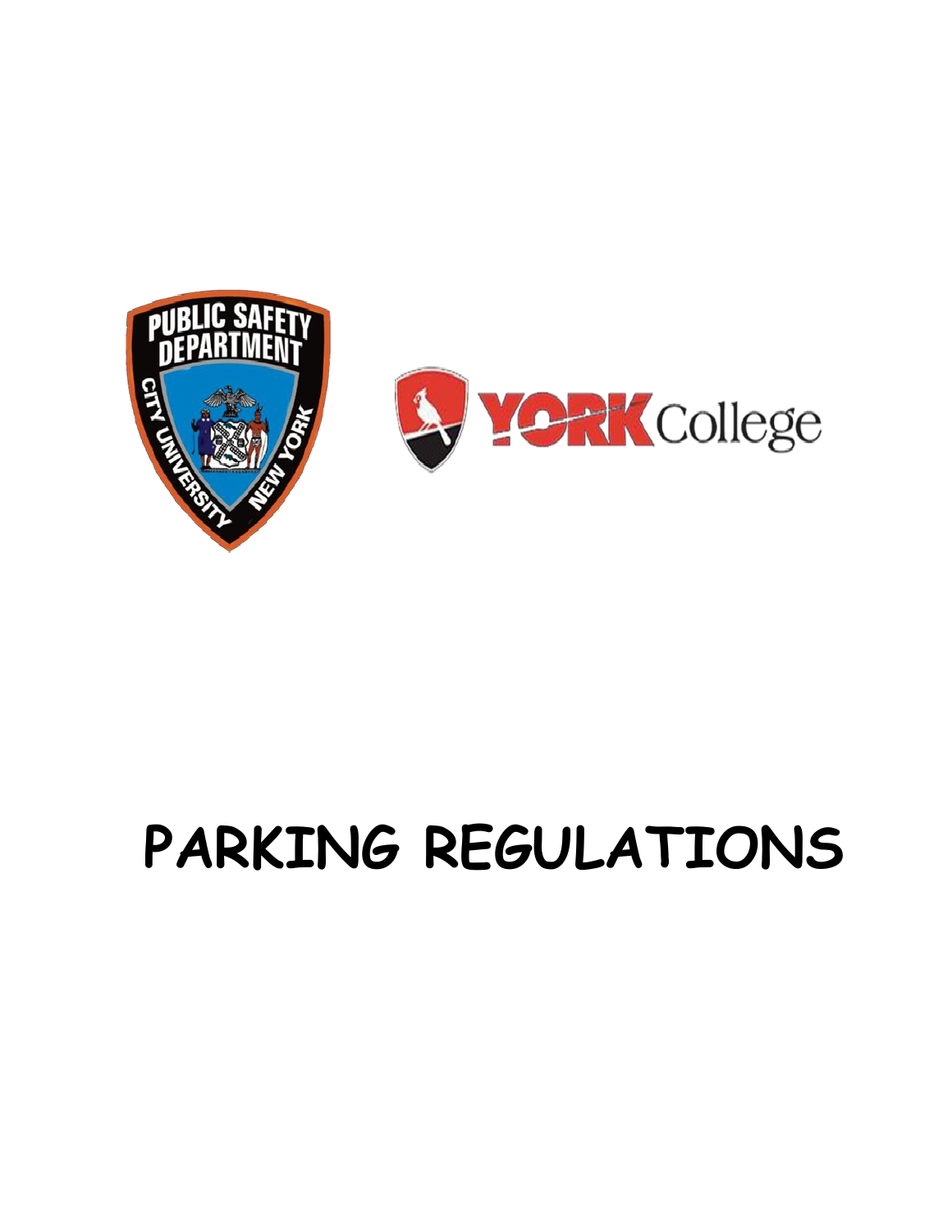# PARKING REGULATIONS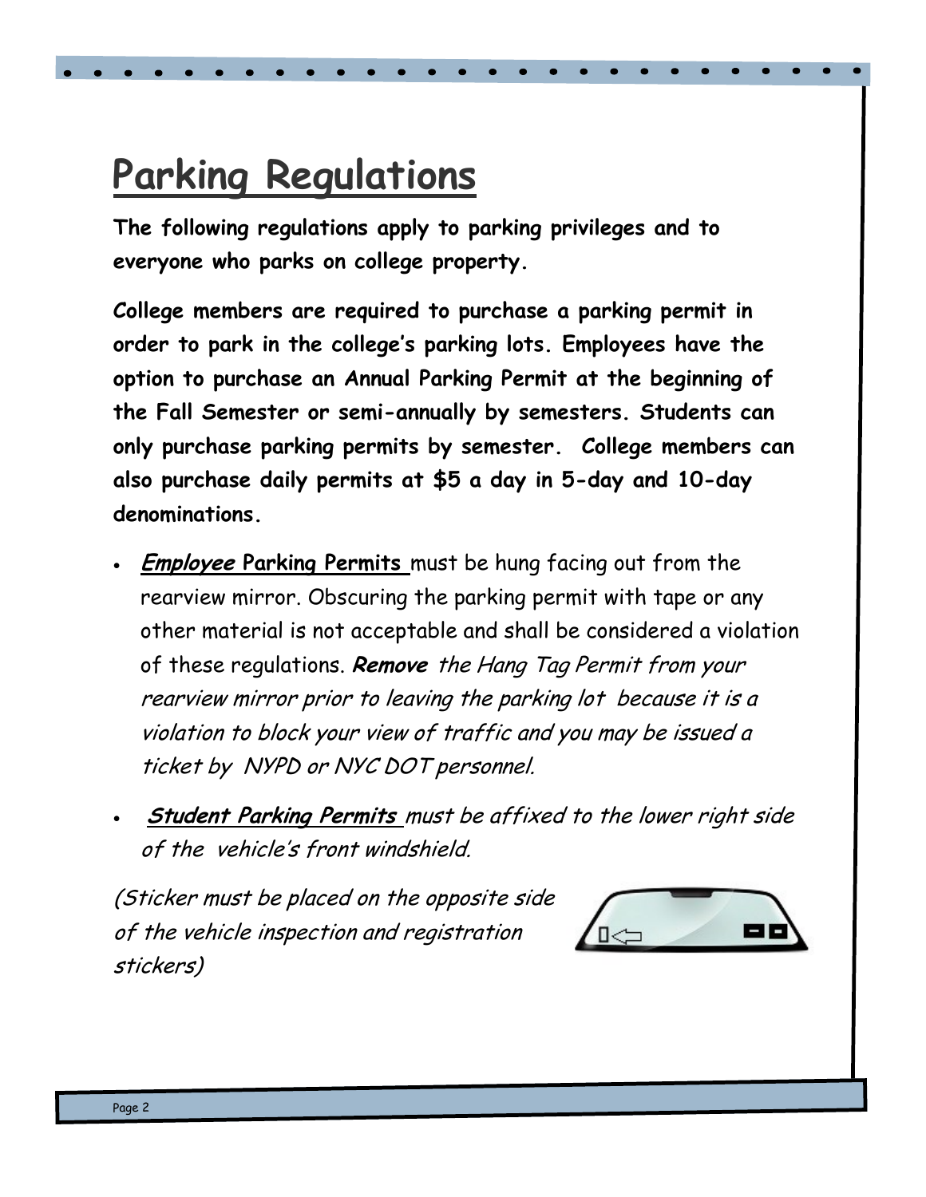# Parking Regulations

**The following regulations apply to parking privileges and to everyone who parks on college property.**

**College members are required to purchase a parking permit in order to park in the college's parking lots. Employees have the option to purchase an Annual Parking Permit at the beginning of the Fall Semester or semi-annually by semesters. Students can only purchase parking permits by semester. College members can also purchase daily permits at $5 a day in 5-day and 10-day denominations.**

- ***Employee*** **Parking Permits** must be hung facing out from the rearview mirror. Obscuring the parking permit with tape or any other material is not acceptable and shall be considered a violation of these regulations. ***Remove*** *the Hang Tag Permit from your rearview mirror prior to leaving the parking lot because it is a violation to block your view of traffic and you may be issued a ticket by NYPD or NYC DOT personnel.*
- ***Student Parking Permits*** *must be affixed to the lower right side of the vehicle's front windshield.*

*(Sticker must be placed on the opposite side of the vehicle inspection and registration stickers)*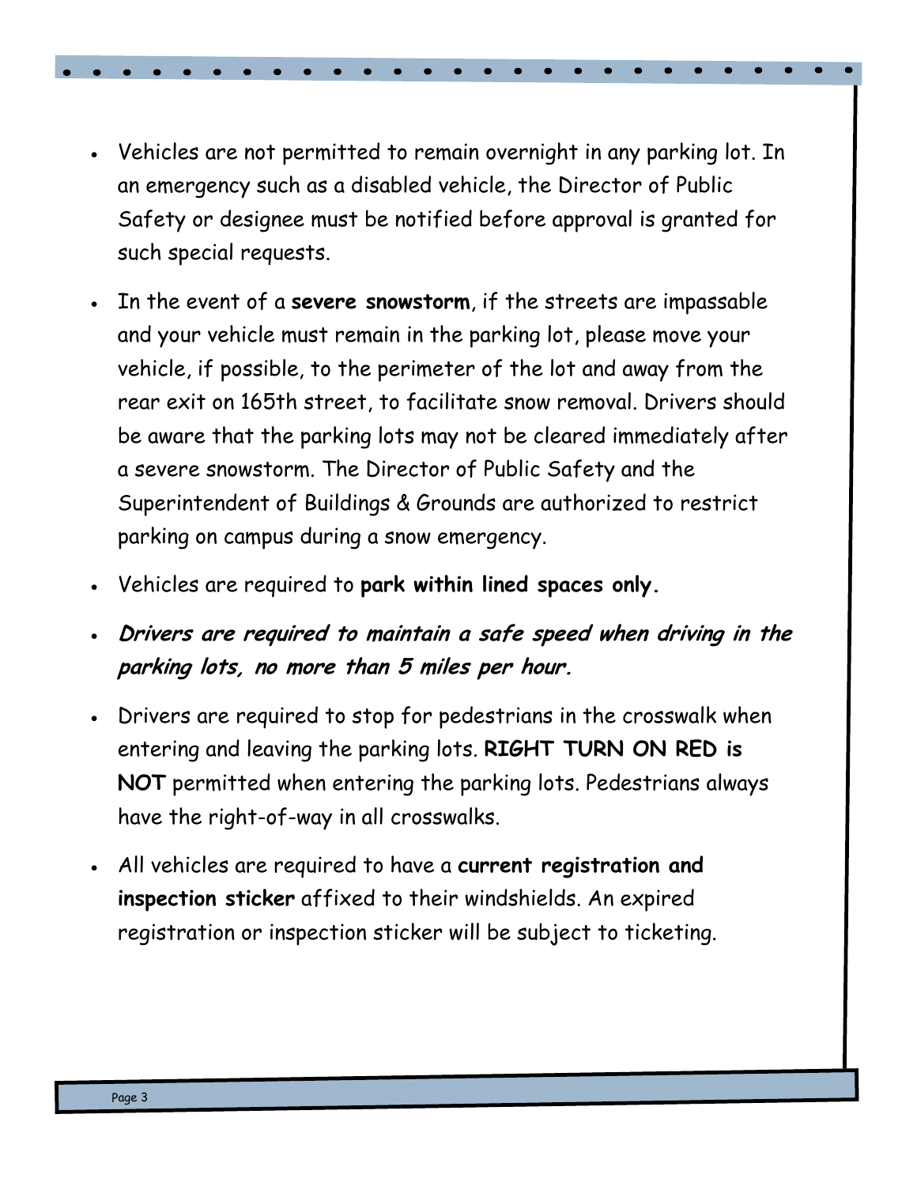- Vehicles are not permitted to remain overnight in any parking lot. In an emergency such as a disabled vehicle, the Director of Public Safety or designee must be notified before approval is granted for such special requests.

- In the event of a **severe snowstorm**, if the streets are impassable and your vehicle must remain in the parking lot, please move your vehicle, if possible, to the perimeter of the lot and away from the rear exit on 165th street, to facilitate snow removal. Drivers should be aware that the parking lots may not be cleared immediately after a severe snowstorm. The Director of Public Safety and the Superintendent of Buildings & Grounds are authorized to restrict parking on campus during a snow emergency.

- Vehicles are required to **park within lined spaces only.**

- ***Drivers are required to maintain a safe speed when driving in the parking lots, no more than 5 miles per hour.***

- Drivers are required to stop for pedestrians in the crosswalk when entering and leaving the parking lots. **RIGHT TURN ON RED is NOT** permitted when entering the parking lots. Pedestrians always have the right-of-way in all crosswalks.

- All vehicles are required to have a **current registration and inspection sticker** affixed to their windshields. An expired registration or inspection sticker will be subject to ticketing.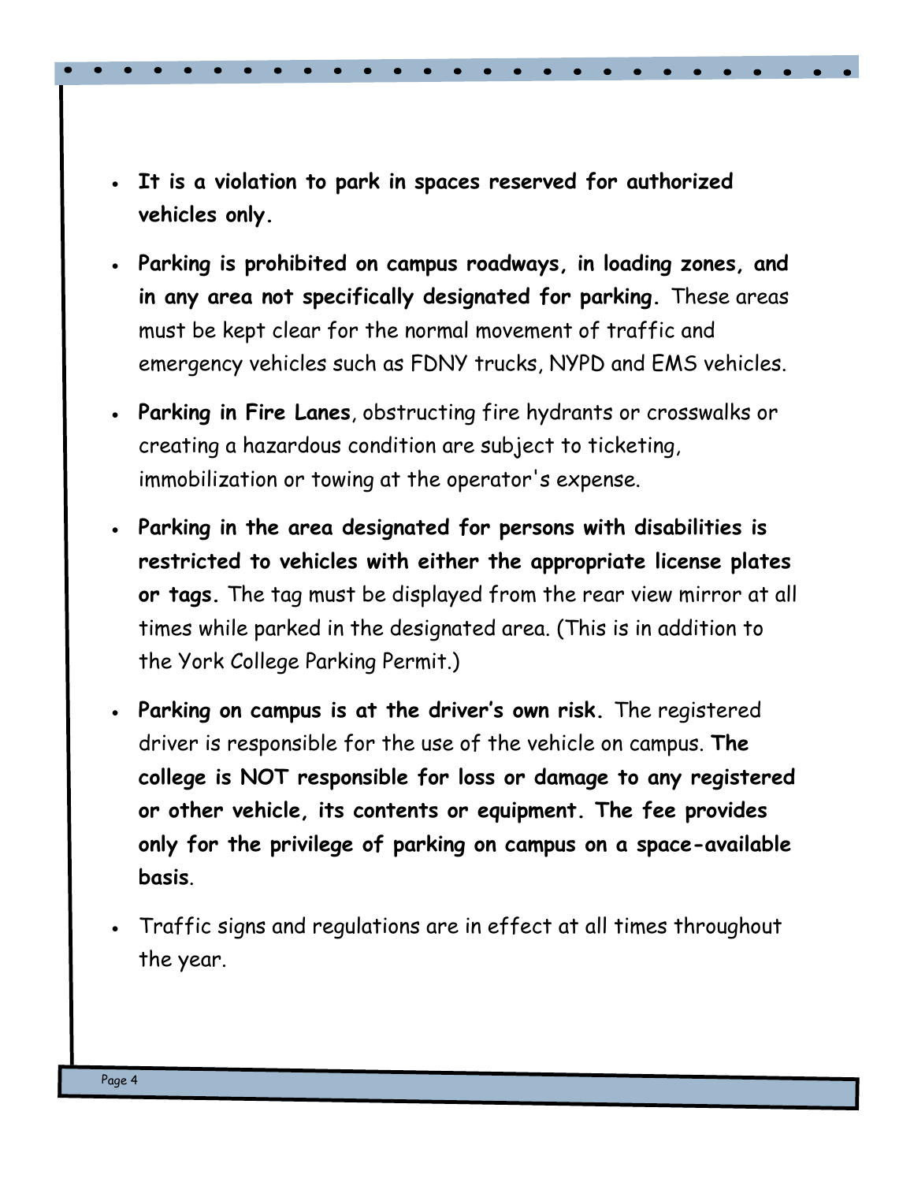- **It is a violation to park in spaces reserved for authorized vehicles only.**
- **Parking is prohibited on campus roadways, in loading zones, and in any area not specifically designated for parking.** These areas must be kept clear for the normal movement of traffic and emergency vehicles such as FDNY trucks, NYPD and EMS vehicles.
- **Parking in Fire Lanes**, obstructing fire hydrants or crosswalks or creating a hazardous condition are subject to ticketing, immobilization or towing at the operator's expense.
- **Parking in the area designated for persons with disabilities is restricted to vehicles with either the appropriate license plates or tags.** The tag must be displayed from the rear view mirror at all times while parked in the designated area. (This is in addition to the York College Parking Permit.)
- **Parking on campus is at the driver's own risk.** The registered driver is responsible for the use of the vehicle on campus. **The college is NOT responsible for loss or damage to any registered or other vehicle, its contents or equipment. The fee provides only for the privilege of parking on campus on a space-available basis**.
- Traffic signs and regulations are in effect at all times throughout the year.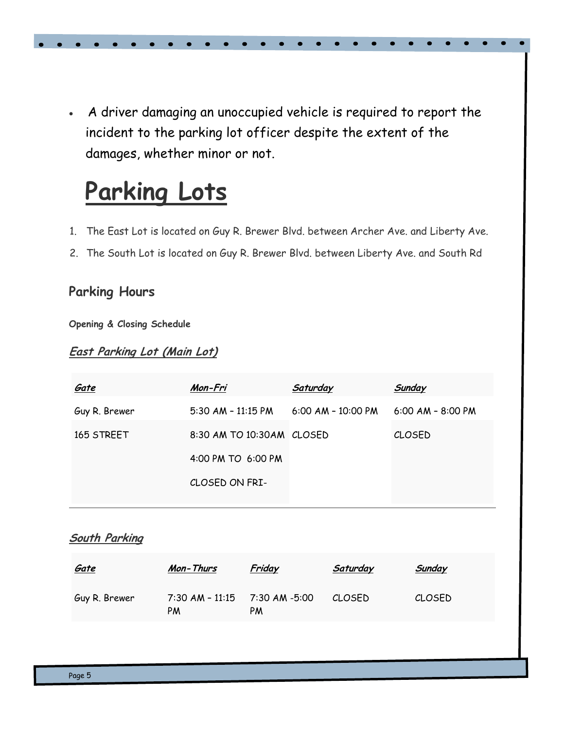- A driver damaging an unoccupied vehicle is required to report the incident to the parking lot officer despite the extent of the damages, whether minor or not.

# Parking Lots

1. The East Lot is located on Guy R. Brewer Blvd. between Archer Ave. and Liberty Ave.
2. The South Lot is located on Guy R. Brewer Blvd. between Liberty Ave. and South Rd

## Parking Hours

**Opening & Closing Schedule**

### ***East Parking Lot (Main Lot)***

| ***Gate*** | ***Mon-Fri*** | ***Saturday*** | ***Sunday*** |
|---|---|---|---|
| Guy R. Brewer | 5:30 AM – 11:15 PM | 6:00 AM – 10:00 PM | 6:00 AM – 8:00 PM |
| 165 STREET | 8:30 AM TO 10:30AM<br>4:00 PM TO 6:00 PM<br>CLOSED ON FRI- | CLOSED | CLOSED |

### ***South Parking***

| ***Gate*** | ***Mon-Thurs*** | ***Friday*** | ***Saturday*** | ***Sunday*** |
|---|---|---|---|---|
| Guy R. Brewer | 7:30 AM – 11:15 PM | 7:30 AM -5:00 PM | CLOSED | CLOSED |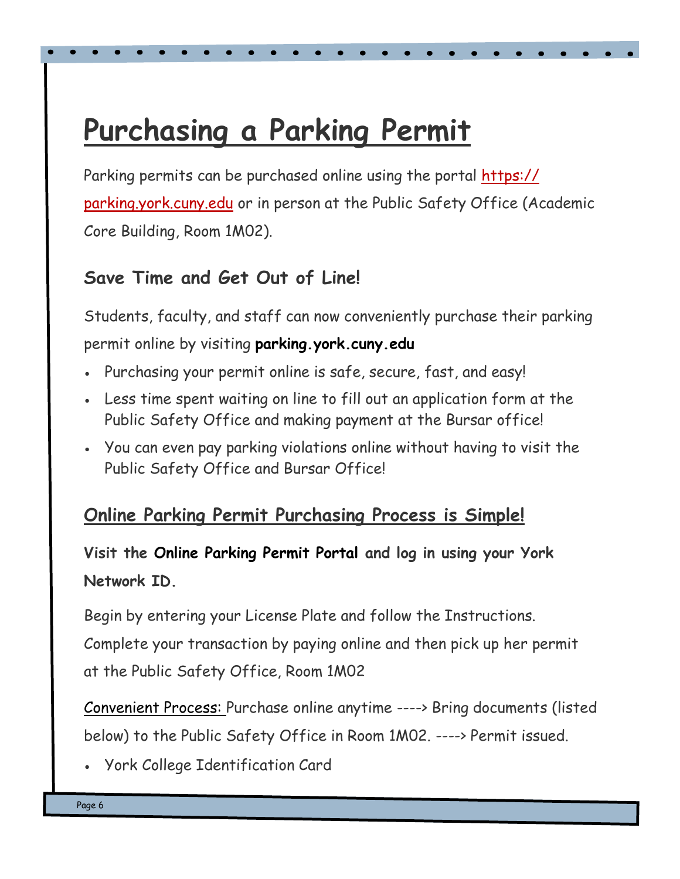# Purchasing a Parking Permit

Parking permits can be purchased online using the portal https://parking.york.cuny.edu or in person at the Public Safety Office (Academic Core Building, Room 1M02).

### Save Time and Get Out of Line!

Students, faculty, and staff can now conveniently purchase their parking permit online by visiting **parking.york.cuny.edu**

- Purchasing your permit online is safe, secure, fast, and easy!
- Less time spent waiting on line to fill out an application form at the Public Safety Office and making payment at the Bursar office!
- You can even pay parking violations online without having to visit the Public Safety Office and Bursar Office!

## Online Parking Permit Purchasing Process is Simple!

**Visit the Online Parking Permit Portal and log in using your York Network ID.**

Begin by entering your License Plate and follow the Instructions. Complete your transaction by paying online and then pick up her permit at the Public Safety Office, Room 1M02

Convenient Process: Purchase online anytime ----> Bring documents (listed below) to the Public Safety Office in Room 1M02. ----> Permit issued.

- York College Identification Card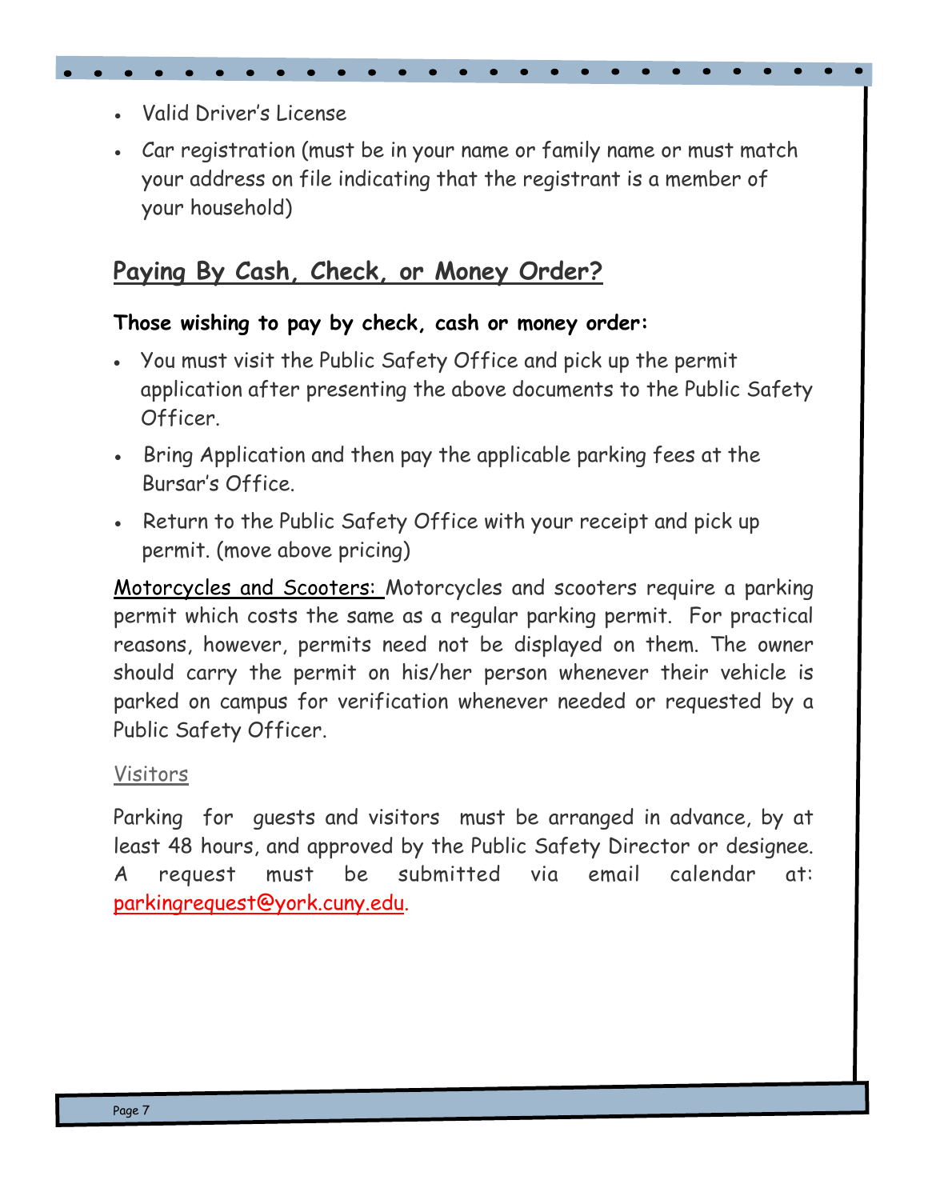- Valid Driver's License
- Car registration (must be in your name or family name or must match your address on file indicating that the registrant is a member of your household)

## Paying By Cash, Check, or Money Order?

**Those wishing to pay by check, cash or money order:**

- You must visit the Public Safety Office and pick up the permit application after presenting the above documents to the Public Safety Officer.
- Bring Application and then pay the applicable parking fees at the Bursar's Office.
- Return to the Public Safety Office with your receipt and pick up permit. (move above pricing)

Motorcycles and Scooters: Motorcycles and scooters require a parking permit which costs the same as a regular parking permit. For practical reasons, however, permits need not be displayed on them. The owner should carry the permit on his/her person whenever their vehicle is parked on campus for verification whenever needed or requested by a Public Safety Officer.

Visitors

Parking for guests and visitors must be arranged in advance, by at least 48 hours, and approved by the Public Safety Director or designee. A request must be submitted via email calendar at: parkingrequest@york.cuny.edu.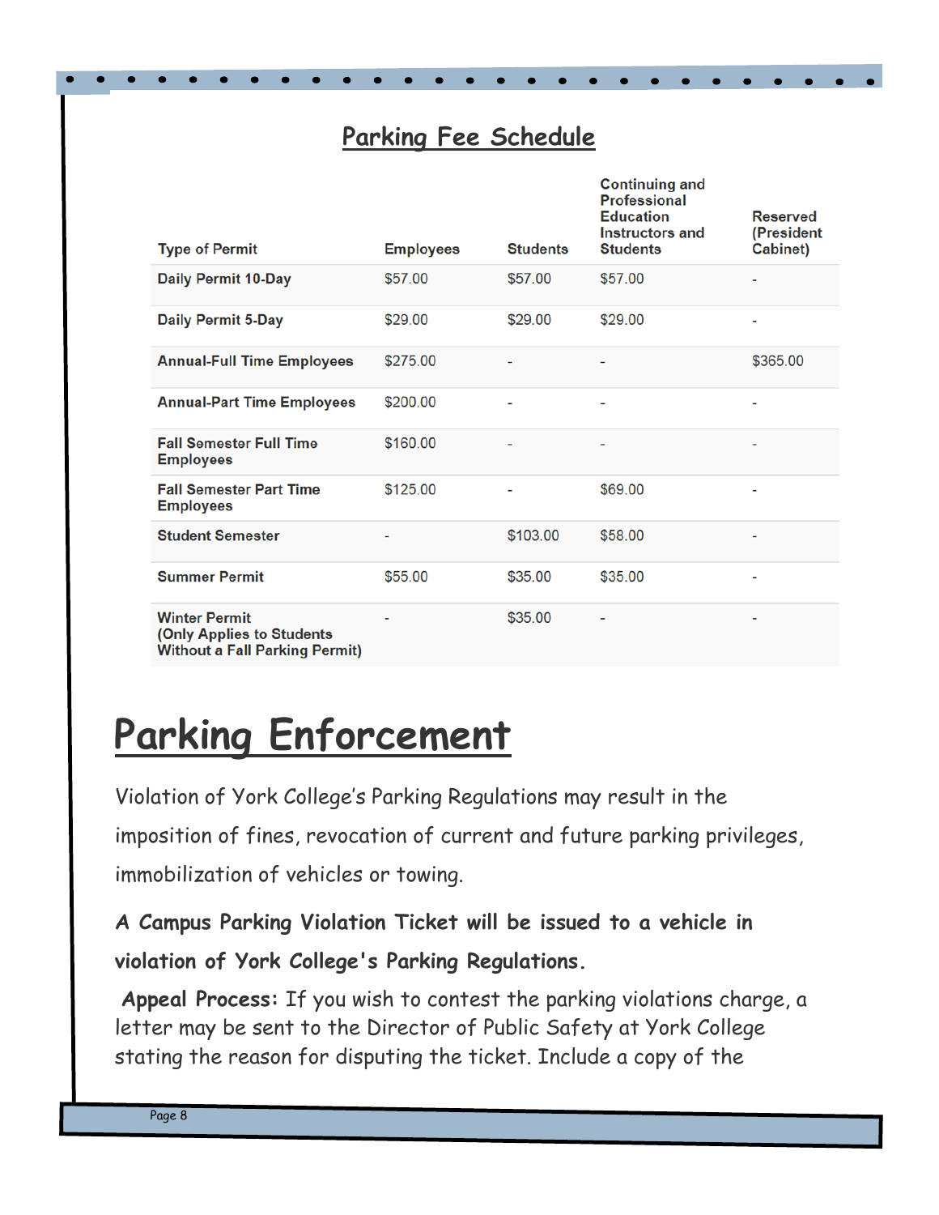## Parking Fee Schedule

| Type of Permit | Employees | Students | Continuing and Professional Education Instructors and Students | Reserved (President Cabinet) |
|---|---|---|---|---|
| Daily Permit 10-Day | $57.00 | $57.00 | $57.00 | - |
| Daily Permit 5-Day | $29.00 | $29.00 | $29.00 | - |
| Annual-Full Time Employees | $275.00 | - | - | $365.00 |
| Annual-Part Time Employees | $200.00 | - | - | - |
| Fall Semester Full Time Employees | $160.00 | - | - | - |
| Fall Semester Part Time Employees | $125.00 | - | $69.00 | - |
| Student Semester | - | $103.00 | $58.00 | - |
| Summer Permit | $55.00 | $35.00 | $35.00 | - |
| Winter Permit (Only Applies to Students Without a Fall Parking Permit) | - | $35.00 | - | - |

# Parking Enforcement

Violation of York College's Parking Regulations may result in the imposition of fines, revocation of current and future parking privileges, immobilization of vehicles or towing.

**A Campus Parking Violation Ticket will be issued to a vehicle in violation of York College's Parking Regulations.**

**Appeal Process:** If you wish to contest the parking violations charge, a letter may be sent to the Director of Public Safety at York College stating the reason for disputing the ticket. Include a copy of the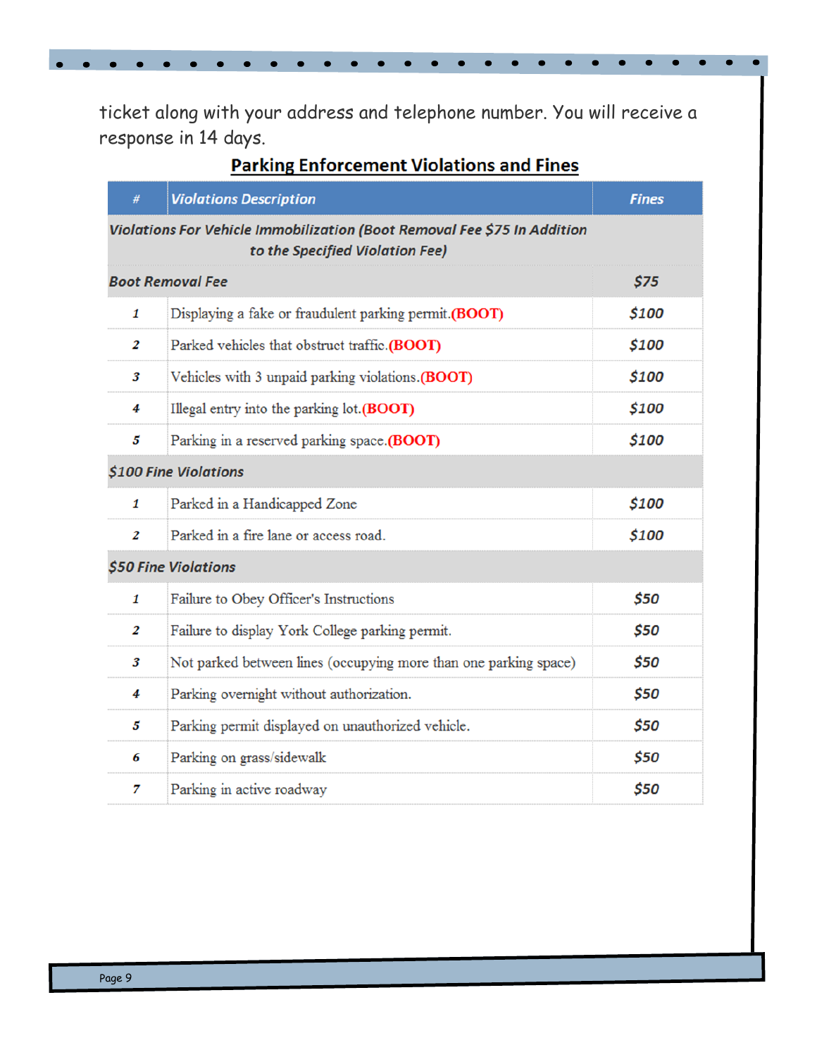ticket along with your address and telephone number. You will receive a response in 14 days.

## Parking Enforcement Violations and Fines

| # | Violations Description | Fines |
|---|---|---|
| **Violations For Vehicle Immobilization (Boot Removal Fee $75 In Addition to the Specified Violation Fee)** | | |
| **Boot Removal Fee** | | **$75** |
| 1 | Displaying a fake or fraudulent parking permit. **(BOOT)** | $100 |
| 2 | Parked vehicles that obstruct traffic. **(BOOT)** | $100 |
| 3 | Vehicles with 3 unpaid parking violations. **(BOOT)** | $100 |
| 4 | Illegal entry into the parking lot. **(BOOT)** | $100 |
| 5 | Parking in a reserved parking space. **(BOOT)** | $100 |
| **$100 Fine Violations** | | |
| 1 | Parked in a Handicapped Zone | $100 |
| 2 | Parked in a fire lane or access road. | $100 |
| **$50 Fine Violations** | | |
| 1 | Failure to Obey Officer's Instructions | $50 |
| 2 | Failure to display York College parking permit. | $50 |
| 3 | Not parked between lines (occupying more than one parking space) | $50 |
| 4 | Parking overnight without authorization. | $50 |
| 5 | Parking permit displayed on unauthorized vehicle. | $50 |
| 6 | Parking on grass/sidewalk | $50 |
| 7 | Parking in active roadway | $50 |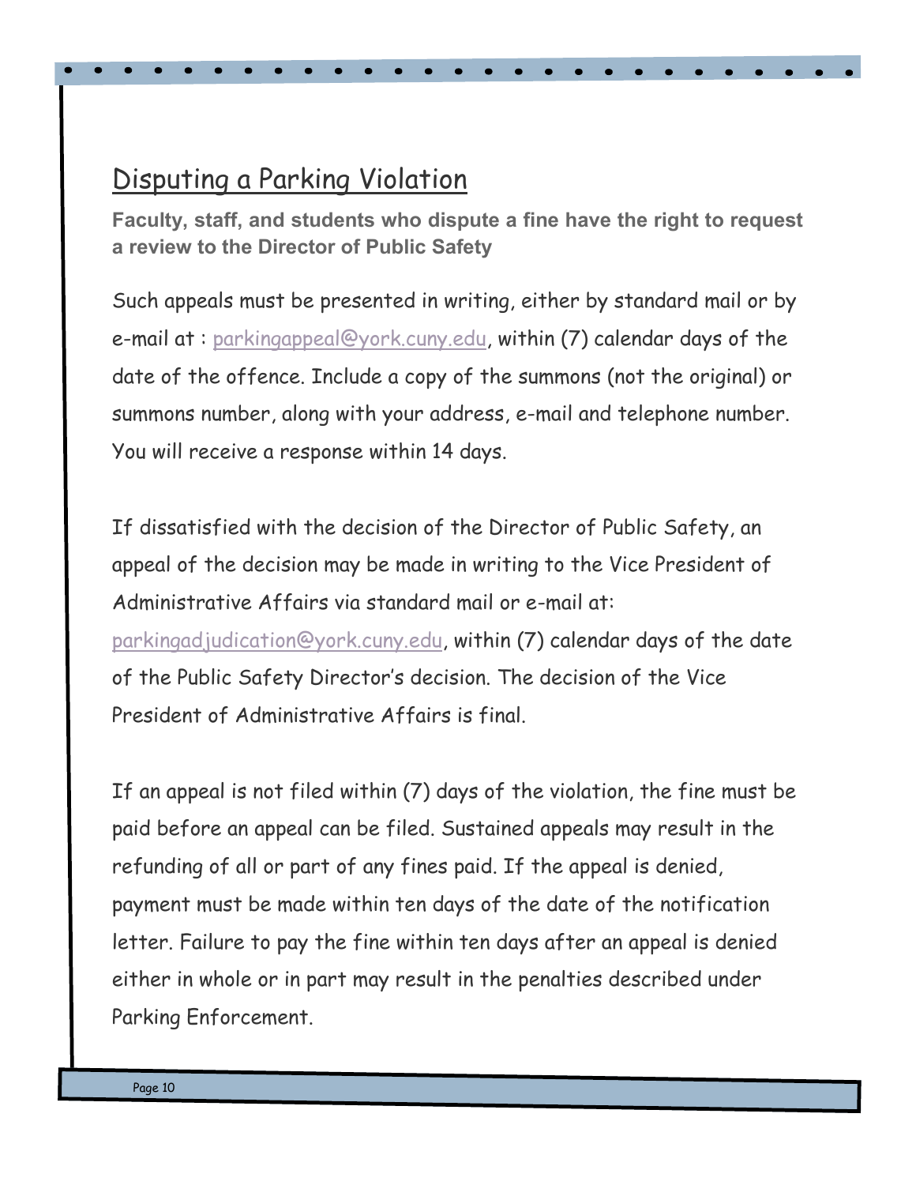## Disputing a Parking Violation

**Faculty, staff, and students who dispute a fine have the right to request a review to the Director of Public Safety**

Such appeals must be presented in writing, either by standard mail or by e-mail at : parkingappeal@york.cuny.edu, within (7) calendar days of the date of the offence. Include a copy of the summons (not the original) or summons number, along with your address, e-mail and telephone number. You will receive a response within 14 days.

If dissatisfied with the decision of the Director of Public Safety, an appeal of the decision may be made in writing to the Vice President of Administrative Affairs via standard mail or e-mail at: parkingadjudication@york.cuny.edu, within (7) calendar days of the date of the Public Safety Director's decision. The decision of the Vice President of Administrative Affairs is final.

If an appeal is not filed within (7) days of the violation, the fine must be paid before an appeal can be filed. Sustained appeals may result in the refunding of all or part of any fines paid. If the appeal is denied, payment must be made within ten days of the date of the notification letter. Failure to pay the fine within ten days after an appeal is denied either in whole or in part may result in the penalties described under Parking Enforcement.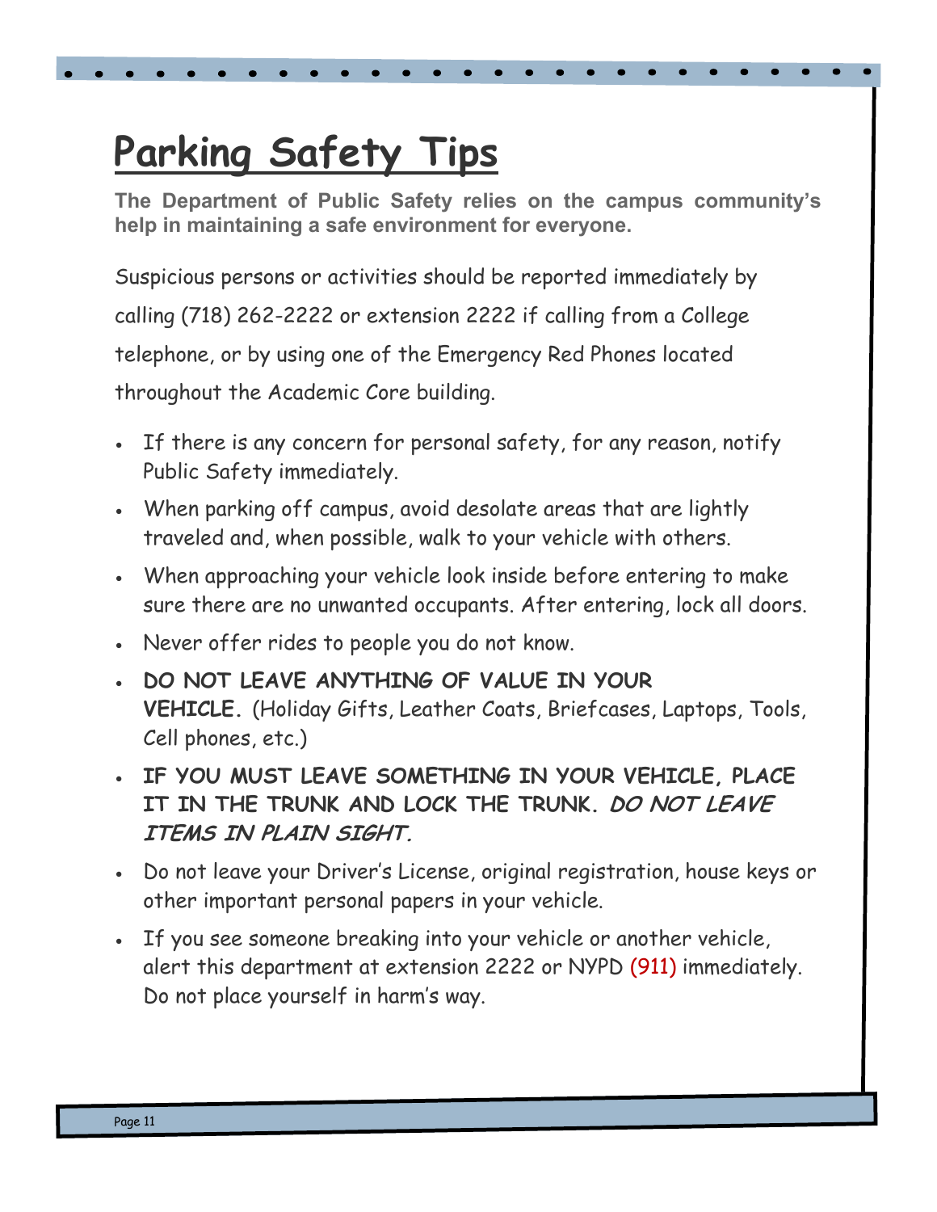# Parking Safety Tips

**The Department of Public Safety relies on the campus community's help in maintaining a safe environment for everyone.**

Suspicious persons or activities should be reported immediately by calling (718) 262-2222 or extension 2222 if calling from a College telephone, or by using one of the Emergency Red Phones located throughout the Academic Core building.

- If there is any concern for personal safety, for any reason, notify Public Safety immediately.
- When parking off campus, avoid desolate areas that are lightly traveled and, when possible, walk to your vehicle with others.
- When approaching your vehicle look inside before entering to make sure there are no unwanted occupants. After entering, lock all doors.
- Never offer rides to people you do not know.
- **DO NOT LEAVE ANYTHING OF VALUE IN YOUR VEHICLE.** (Holiday Gifts, Leather Coats, Briefcases, Laptops, Tools, Cell phones, etc.)
- **IF YOU MUST LEAVE SOMETHING IN YOUR VEHICLE, PLACE IT IN THE TRUNK AND LOCK THE TRUNK. *DO NOT LEAVE ITEMS IN PLAIN SIGHT.***
- Do not leave your Driver's License, original registration, house keys or other important personal papers in your vehicle.
- If you see someone breaking into your vehicle or another vehicle, alert this department at extension 2222 or NYPD (911) immediately. Do not place yourself in harm's way.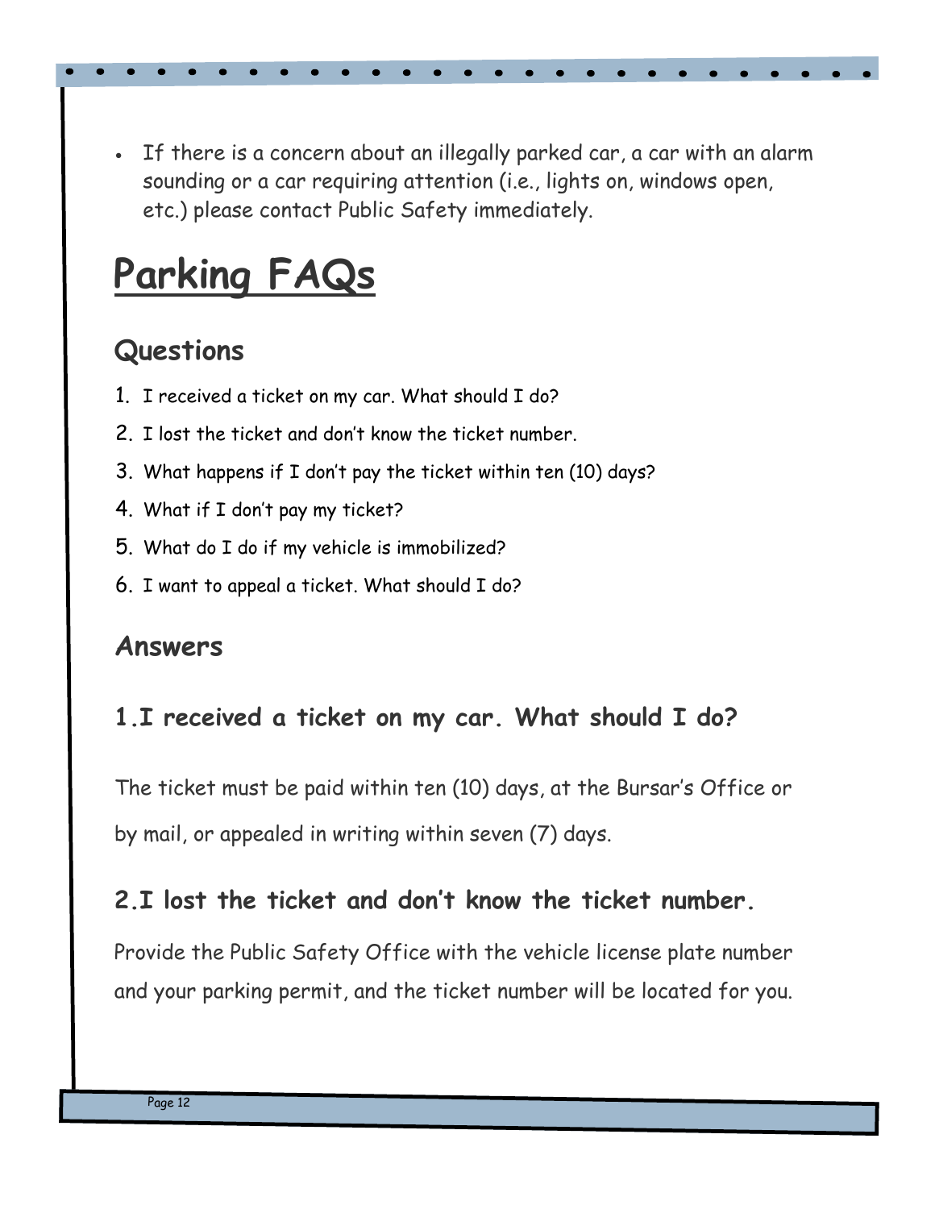- If there is a concern about an illegally parked car, a car with an alarm sounding or a car requiring attention (i.e., lights on, windows open, etc.) please contact Public Safety immediately.

# Parking FAQs

## Questions

1. I received a ticket on my car. What should I do?
2. I lost the ticket and don't know the ticket number.
3. What happens if I don't pay the ticket within ten (10) days?
4. What if I don't pay my ticket?
5. What do I do if my vehicle is immobilized?
6. I want to appeal a ticket. What should I do?

## Answers

### 1.I received a ticket on my car. What should I do?

The ticket must be paid within ten (10) days, at the Bursar's Office or by mail, or appealed in writing within seven (7) days.

### 2.I lost the ticket and don't know the ticket number.

Provide the Public Safety Office with the vehicle license plate number and your parking permit, and the ticket number will be located for you.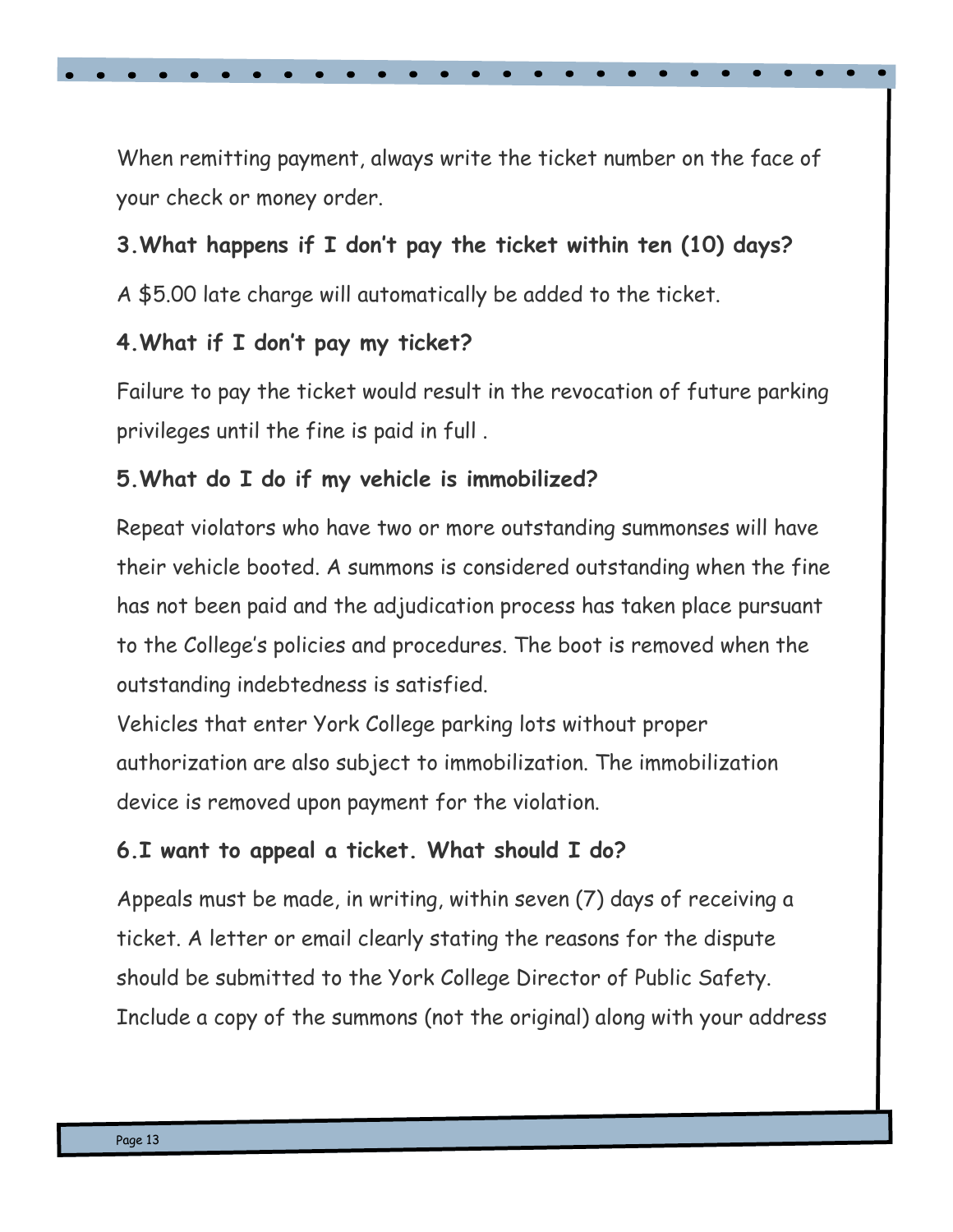When remitting payment, always write the ticket number on the face of your check or money order.

### 3.What happens if I don't pay the ticket within ten (10) days?

A $5.00 late charge will automatically be added to the ticket.

### 4.What if I don't pay my ticket?

Failure to pay the ticket would result in the revocation of future parking privileges until the fine is paid in full .

### 5.What do I do if my vehicle is immobilized?

Repeat violators who have two or more outstanding summonses will have their vehicle booted. A summons is considered outstanding when the fine has not been paid and the adjudication process has taken place pursuant to the College's policies and procedures. The boot is removed when the outstanding indebtedness is satisfied.

Vehicles that enter York College parking lots without proper authorization are also subject to immobilization. The immobilization device is removed upon payment for the violation.

### 6.I want to appeal a ticket. What should I do?

Appeals must be made, in writing, within seven (7) days of receiving a ticket. A letter or email clearly stating the reasons for the dispute should be submitted to the York College Director of Public Safety. Include a copy of the summons (not the original) along with your address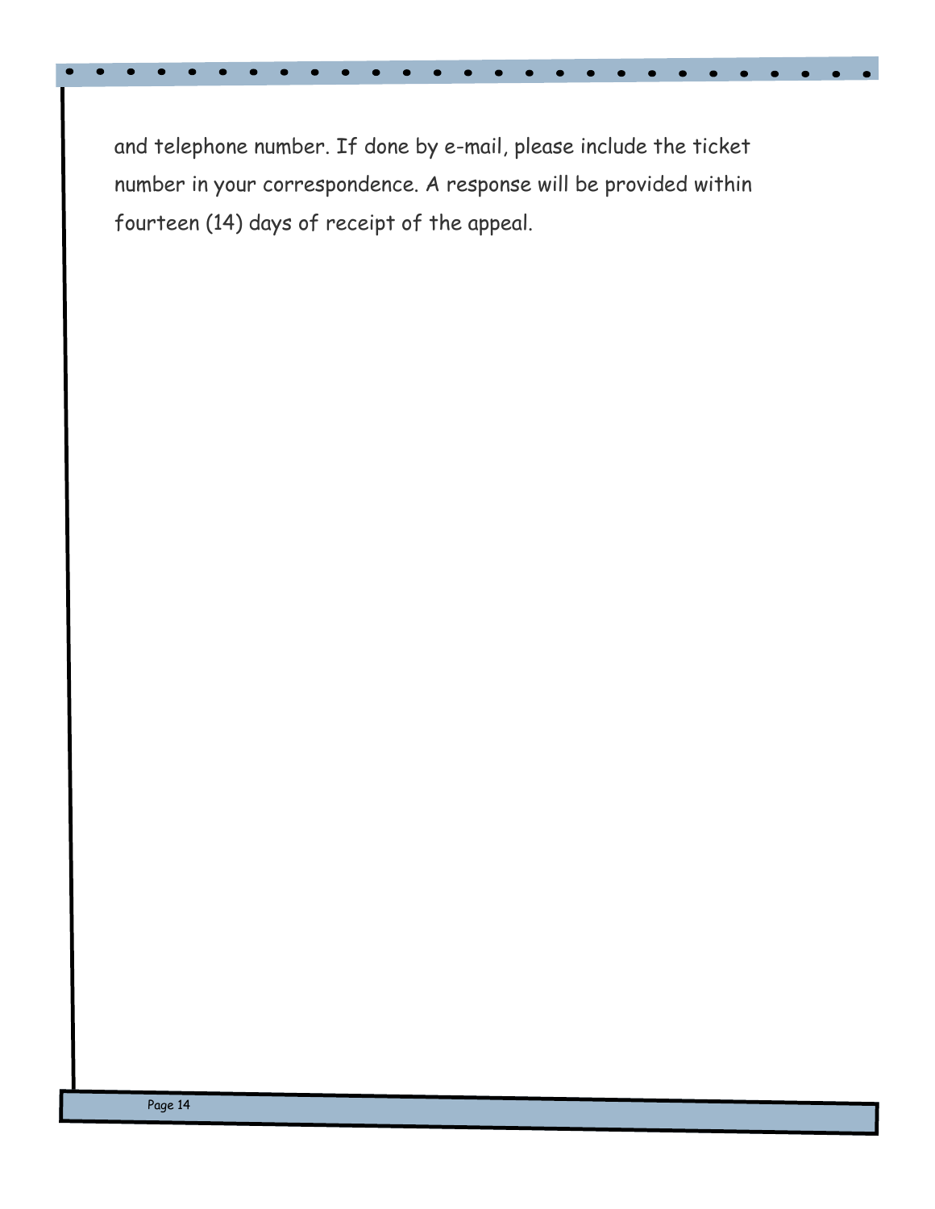and telephone number. If done by e-mail, please include the ticket number in your correspondence. A response will be provided within fourteen (14) days of receipt of the appeal.